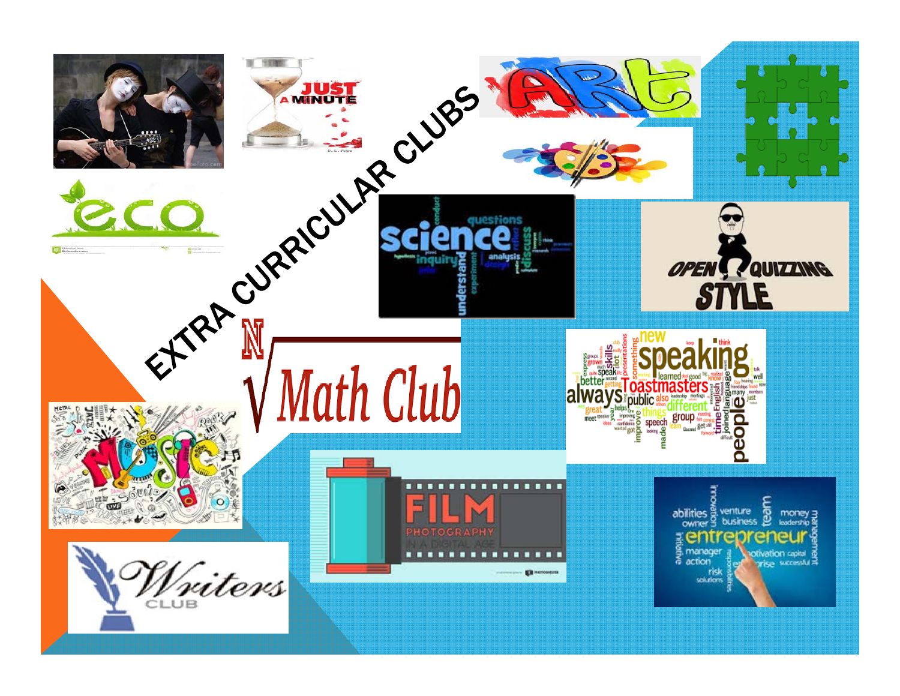# EXTRA CURRICULAR CLUBS

JUST A MINUTE

ART

eco

science

OPEN QUIZZING STYLE

Math Club

speaking Toastmasters

MUSIC

FILM PHOTOGRAPHY IN A DIGITAL AGE

entrepreneur

Writers CLUB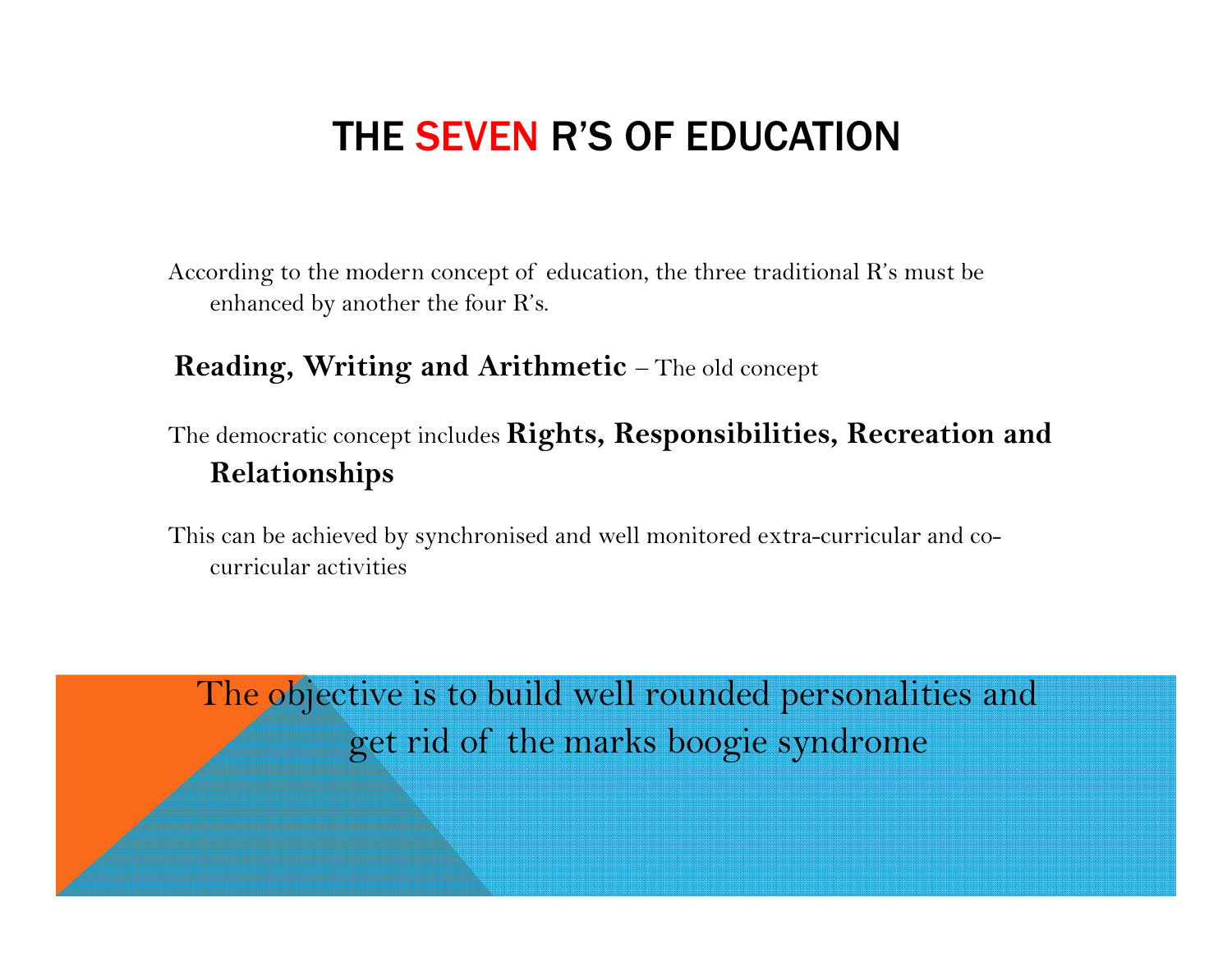# THE SEVEN R'S OF EDUCATION

According to the modern concept of education, the three traditional R's must be enhanced by another the four R's.

**Reading, Writing and Arithmetic** – The old concept

The democratic concept includes **Rights, Responsibilities, Recreation and Relationships**

This can be achieved by synchronised and well monitored extra-curricular and co-curricular activities

The objective is to build well rounded personalities and get rid of the marks boogie syndrome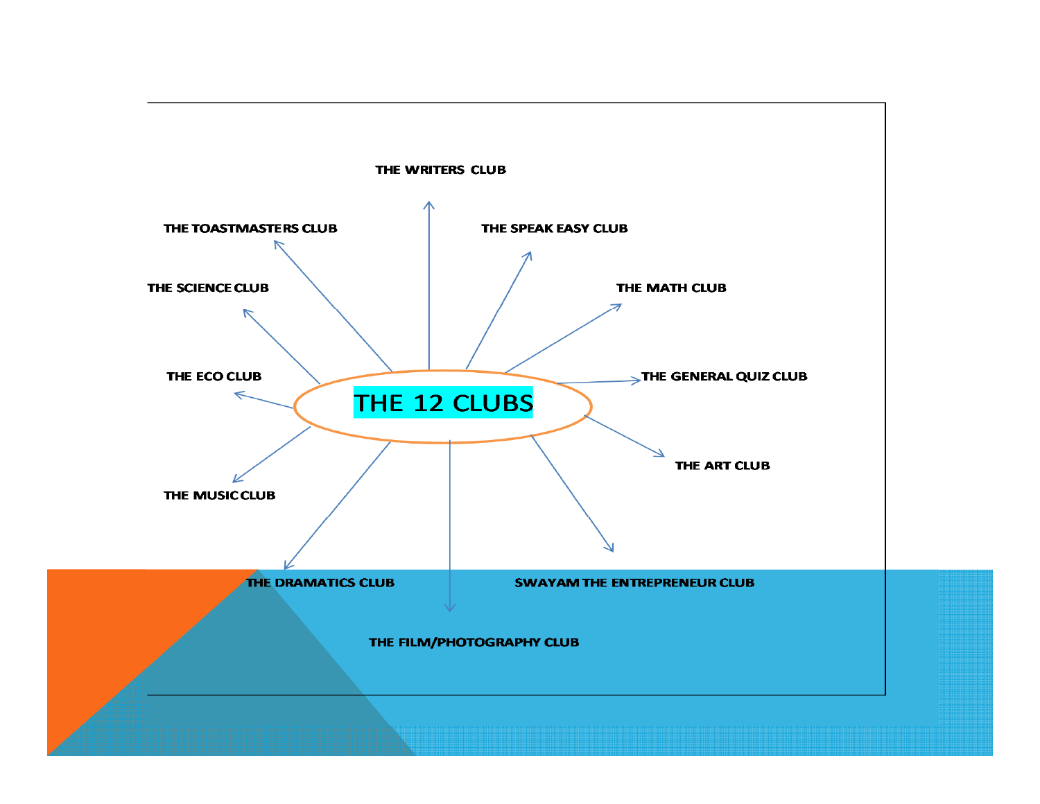# THE 12 CLUBS

- THE WRITERS CLUB
- THE SPEAK EASY CLUB
- THE MATH CLUB
- THE GENERAL QUIZ CLUB
- THE ART CLUB
- SWAYAM THE ENTREPRENEUR CLUB
- THE FILM/PHOTOGRAPHY CLUB
- THE DRAMATICS CLUB
- THE MUSIC CLUB
- THE ECO CLUB
- THE SCIENCE CLUB
- THE TOASTMASTERS CLUB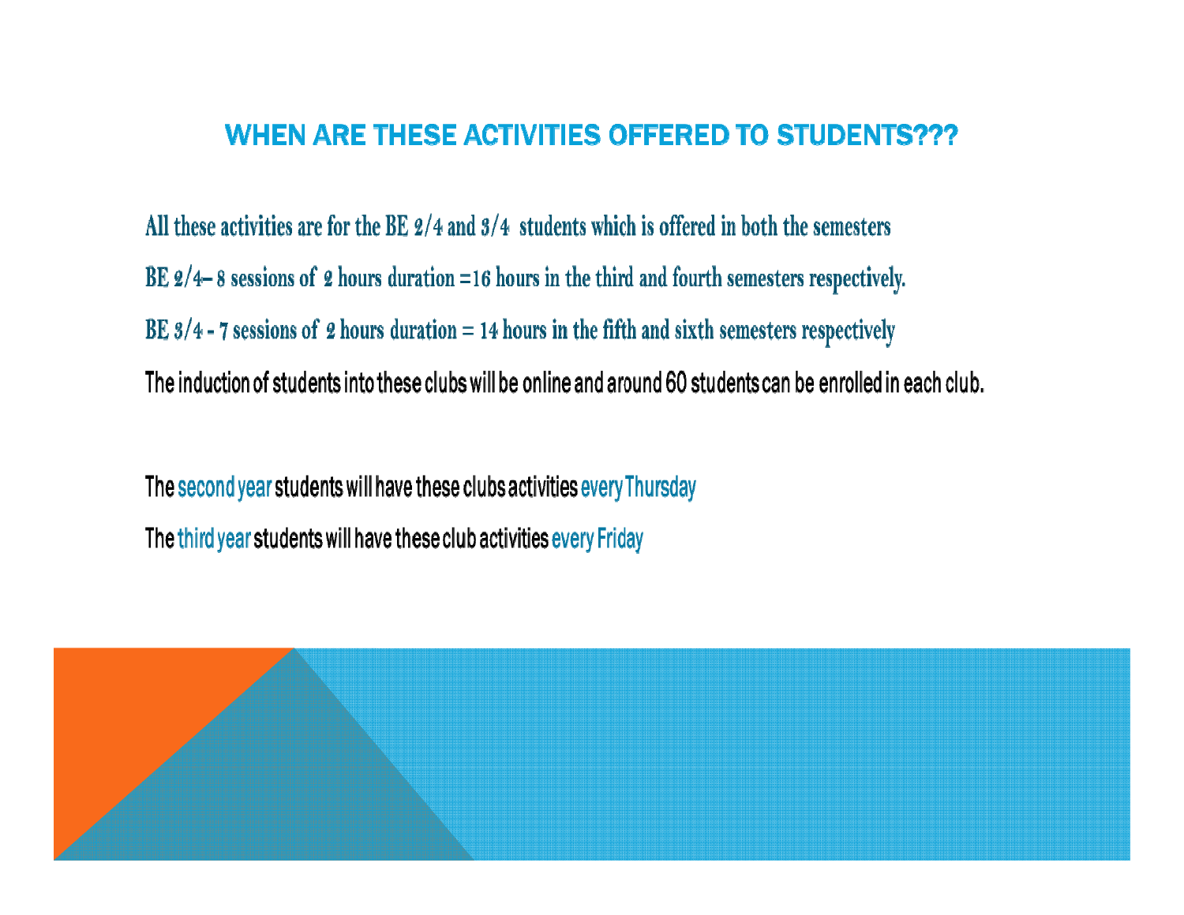# WHEN ARE THESE ACTIVITIES OFFERED TO STUDENTS???

All these activities are for the BE 2/4 and 3/4 students which is offered in both the semesters

BE 2/4– 8 sessions of 2 hours duration =16 hours in the third and fourth semesters respectively.

BE 3/4 - 7 sessions of 2 hours duration = 14 hours in the fifth and sixth semesters respectively

The induction of students into these clubs will be online and around 60 students can be enrolled in each club.

The second year students will have these clubs activities every Thursday

The third year students will have these club activities every Friday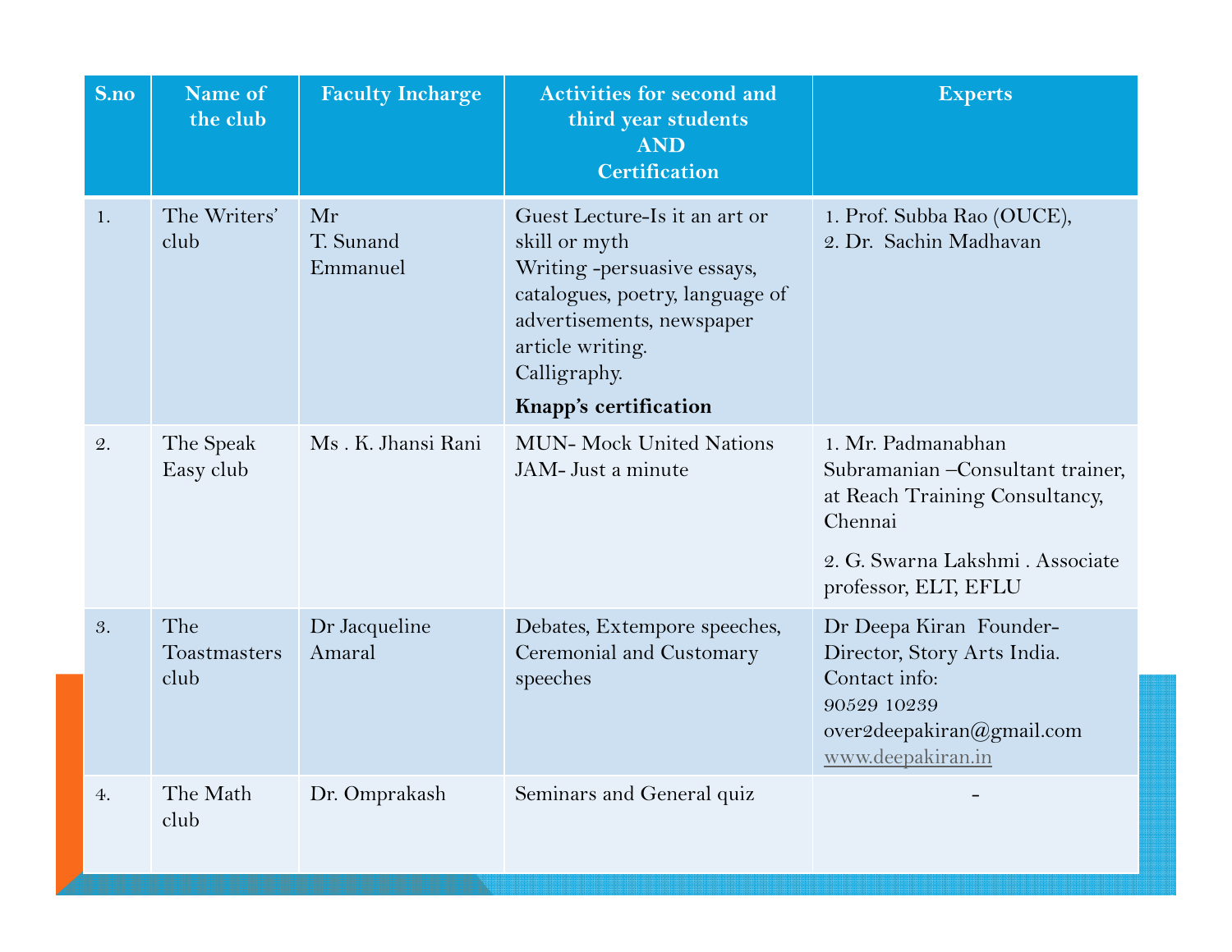| S.no | Name of the club | Faculty Incharge | Activities for second and third year students AND Certification | Experts |
|---|---|---|---|---|
| 1. | The Writers' club | Mr T. Sunand Emmanuel | Guest Lecture-Is it an art or skill or myth<br>Writing -persuasive essays, catalogues, poetry, language of advertisements, newspaper article writing.<br>Calligraphy.<br>**Knapp's certification** | 1. Prof. Subba Rao (OUCE),<br>2. Dr. Sachin Madhavan |
| 2. | The Speak Easy club | Ms . K. Jhansi Rani | MUN- Mock United Nations<br>JAM- Just a minute | 1. Mr. Padmanabhan Subramanian –Consultant trainer, at Reach Training Consultancy, Chennai<br>2. G. Swarna Lakshmi . Associate professor, ELT, EFLU |
| 3. | The Toastmasters club | Dr Jacqueline Amaral | Debates, Extempore speeches, Ceremonial and Customary speeches | Dr Deepa Kiran Founder-Director, Story Arts India.<br>Contact info:<br>90529 10239<br>over2deepakiran@gmail.com<br>www.deepakiran.in |
| 4. | The Math club | Dr. Omprakash | Seminars and General quiz | - |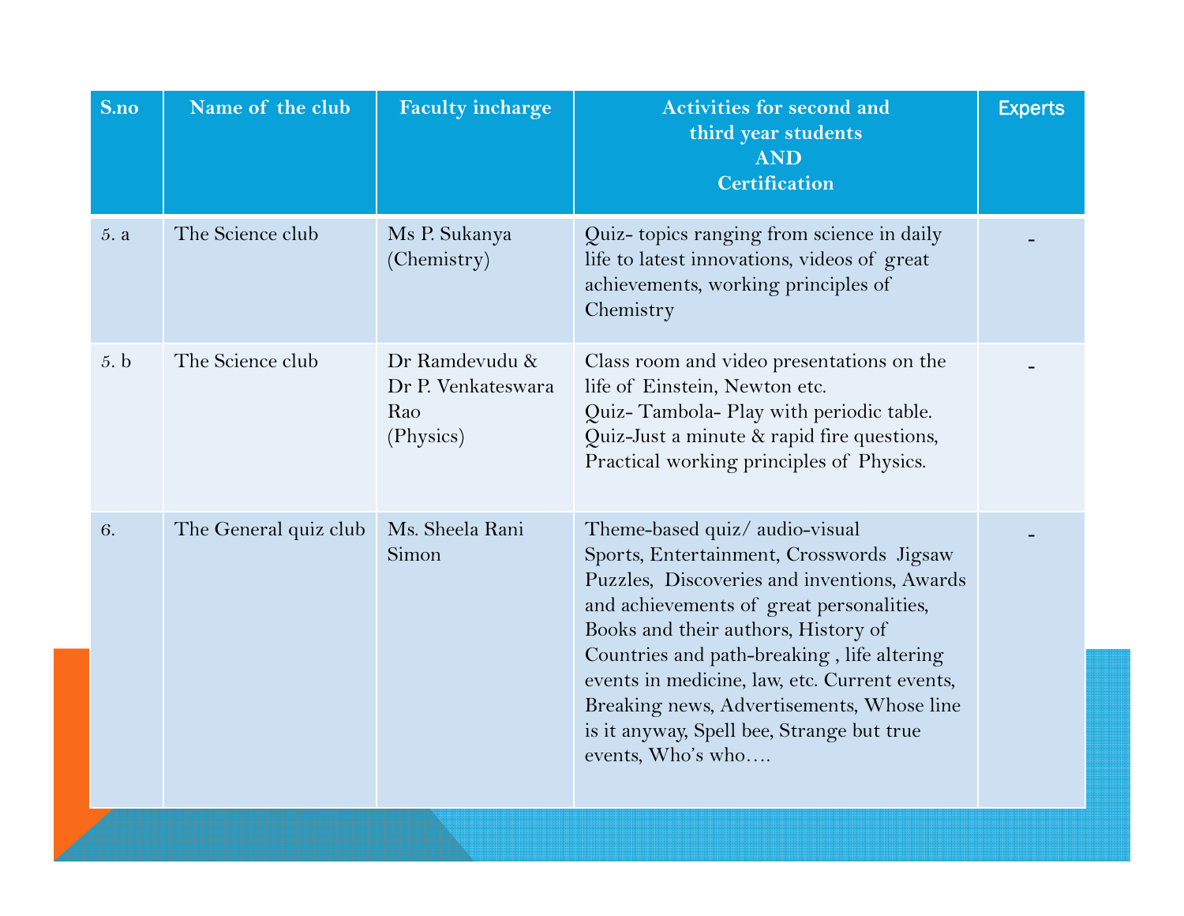| S.no | Name of the club | Faculty incharge | Activities for second and third year students AND Certification | Experts |
|---|---|---|---|---|
| 5. a | The Science club | Ms P. Sukanya (Chemistry) | Quiz- topics ranging from science in daily life to latest innovations, videos of great achievements, working principles of Chemistry | - |
| 5. b | The Science club | Dr Ramdevudu & Dr P. Venkateswara Rao (Physics) | Class room and video presentations on the life of Einstein, Newton etc. Quiz- Tambola- Play with periodic table. Quiz-Just a minute & rapid fire questions, Practical working principles of Physics. | - |
| 6. | The General quiz club | Ms. Sheela Rani Simon | Theme-based quiz/ audio-visual Sports, Entertainment, Crosswords Jigsaw Puzzles, Discoveries and inventions, Awards and achievements of great personalities, Books and their authors, History of Countries and path-breaking , life altering events in medicine, law, etc. Current events, Breaking news, Advertisements, Whose line is it anyway, Spell bee, Strange but true events, Who's who…. | - |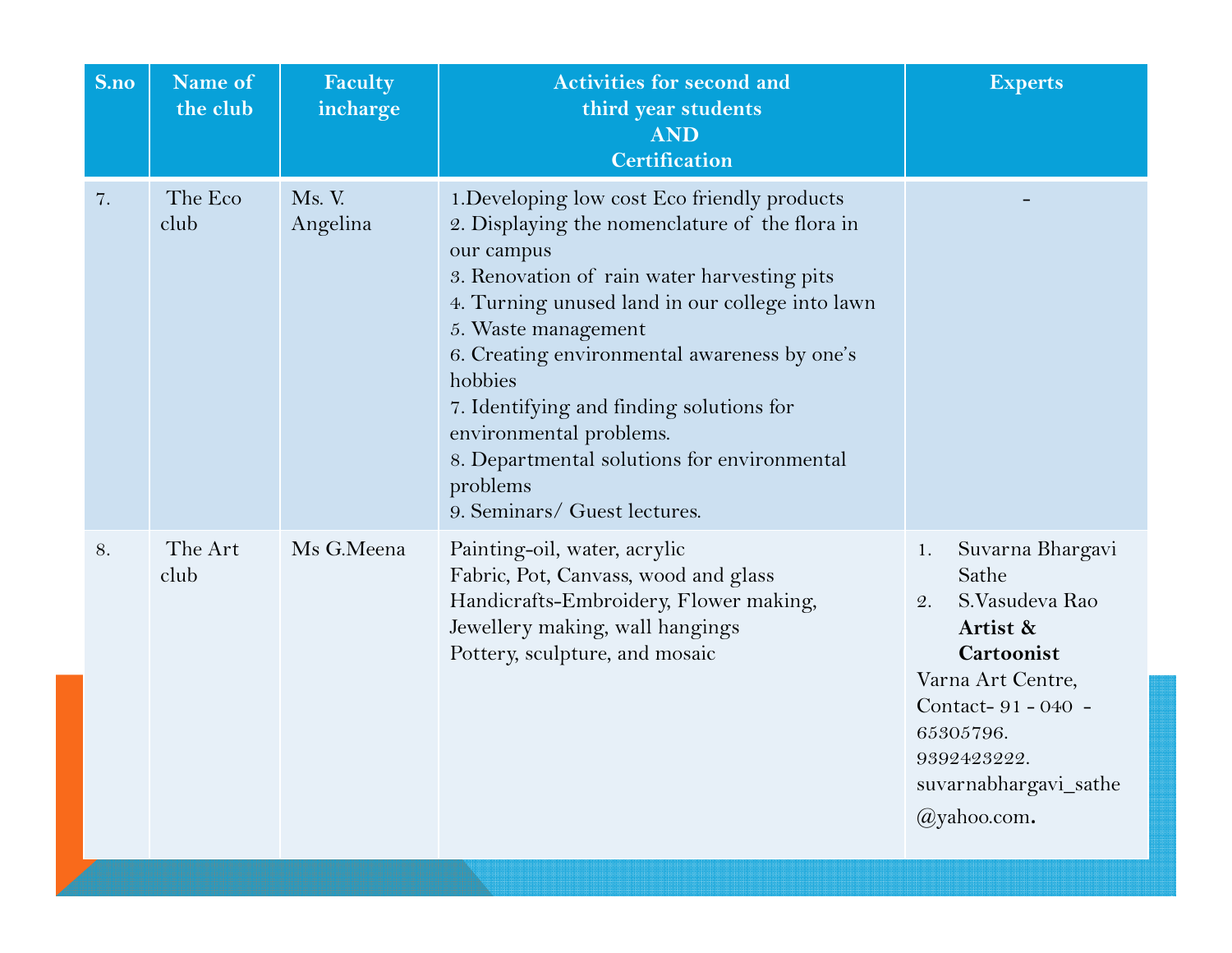| S.no | Name of the club | Faculty incharge | Activities for second and third year students AND Certification | Experts |
|---|---|---|---|---|
| 7. | The Eco club | Ms. V. Angelina | 1.Developing low cost Eco friendly products<br>2. Displaying the nomenclature of the flora in our campus<br>3. Renovation of rain water harvesting pits<br>4. Turning unused land in our college into lawn<br>5. Waste management<br>6. Creating environmental awareness by one's hobbies<br>7. Identifying and finding solutions for environmental problems.<br>8. Departmental solutions for environmental problems<br>9. Seminars/ Guest lectures. | - |
| 8. | The Art club | Ms G.Meena | Painting-oil, water, acrylic<br>Fabric, Pot, Canvass, wood and glass<br>Handicrafts-Embroidery, Flower making, Jewellery making, wall hangings<br>Pottery, sculpture, and mosaic | 1. Suvarna Bhargavi Sathe<br>2. S.Vasudeva Rao **Artist & Cartoonist**<br>Varna Art Centre, Contact- 91 - 040 - 65305796. 9392423222. suvarnabhargavi_sathe@yahoo.com. |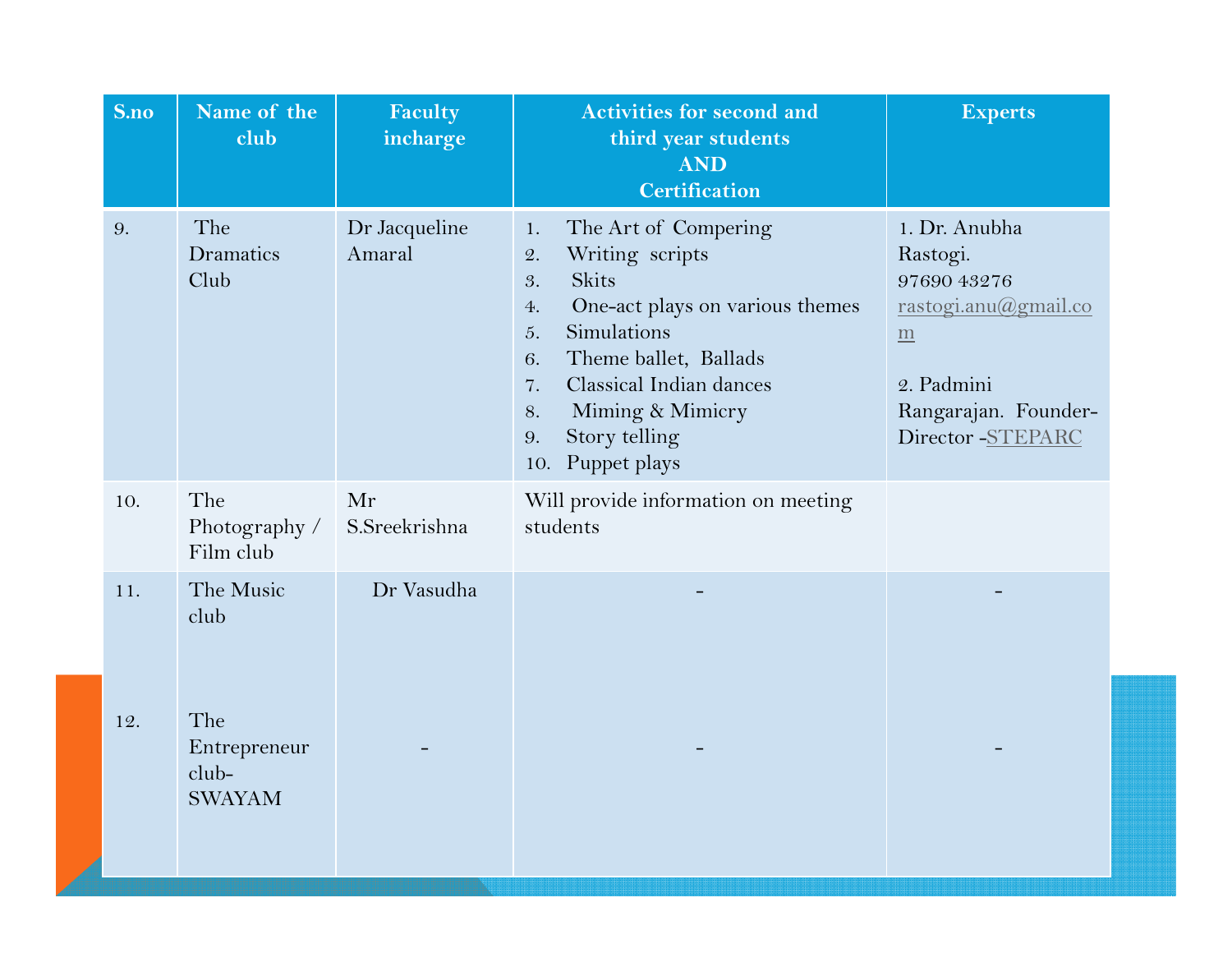| S.no | Name of the club | Faculty incharge | Activities for second and third year students AND Certification | Experts |
|---|---|---|---|---|
| 9. | The Dramatics Club | Dr Jacqueline Amaral | 1. The Art of Compering<br>2. Writing scripts<br>3. Skits<br>4. One-act plays on various themes<br>5. Simulations<br>6. Theme ballet, Ballads<br>7. Classical Indian dances<br>8. Miming & Mimicry<br>9. Story telling<br>10. Puppet plays | 1. Dr. Anubha Rastogi. 97690 43276 rastogi.anu@gmail.com<br><br>2. Padmini Rangarajan. Founder-Director -STEPARC |
| 10. | The Photography / Film club | Mr S.Sreekrishna | Will provide information on meeting students | |
| 11. | The Music club | Dr Vasudha | - | - |
| 12. | The Entrepreneur club-SWAYAM | - | - | - |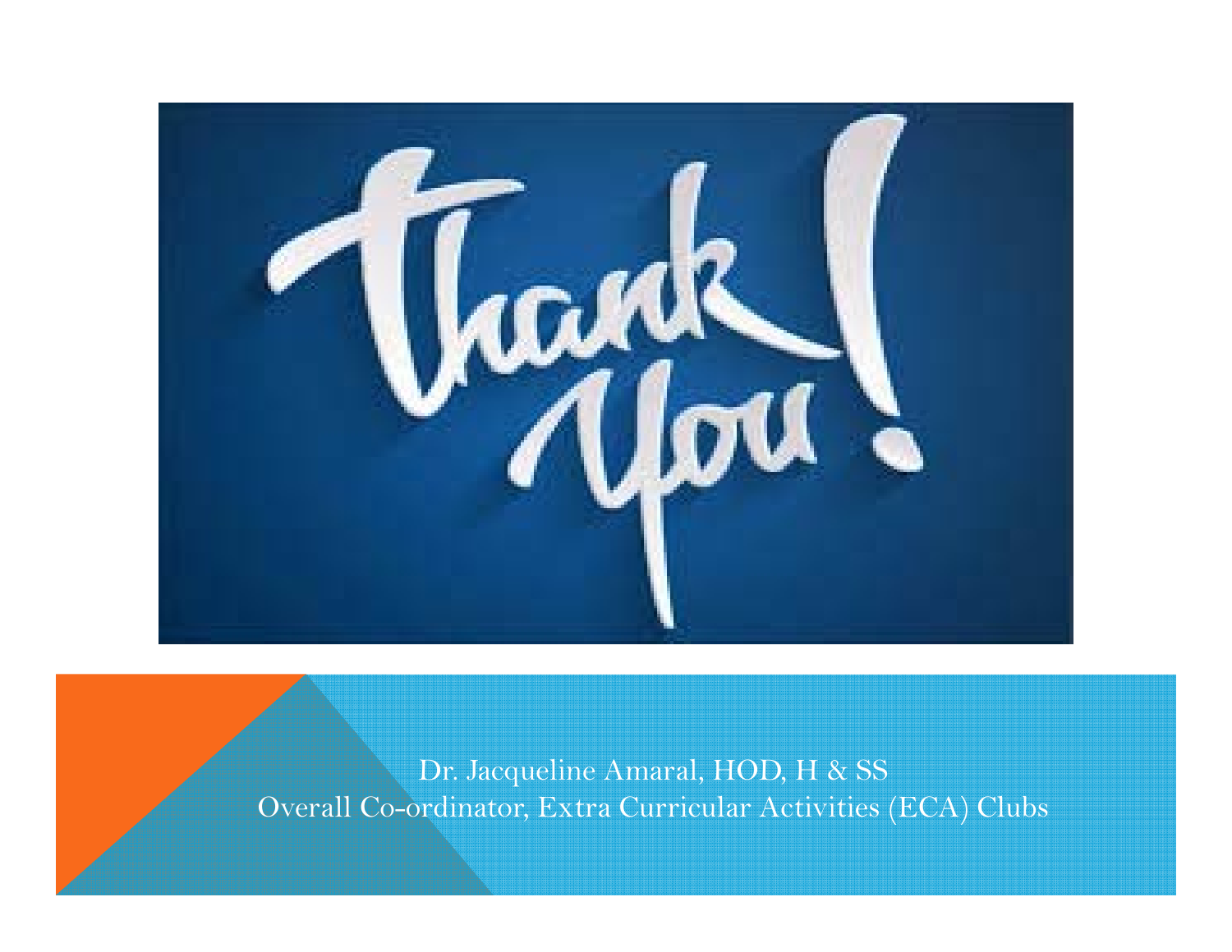Thank You!

Dr. Jacqueline Amaral, HOD, H & SS
Overall Co-ordinator, Extra Curricular Activities (ECA) Clubs